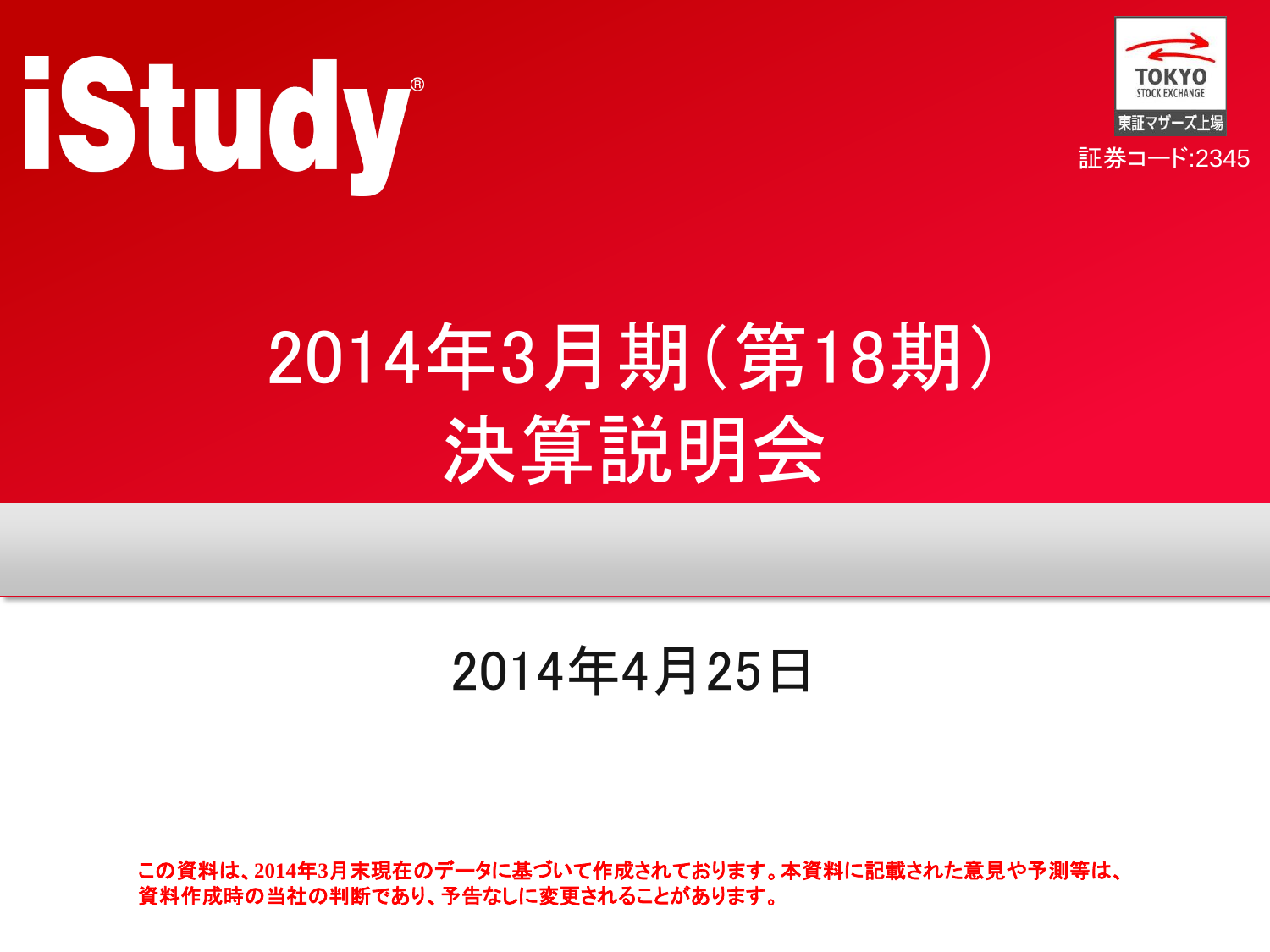iStudy®

TOKYO STOCK EXCHANGE
東証マザーズ上場
証券コード:2345

# 2014年3月期（第18期）決算説明会

2014年4月25日

**この資料は、2014年3月末現在のデータに基づいて作成されております。本資料に記載された意見や予測等は、資料作成時の当社の判断であり、予告なしに変更されることがあります。**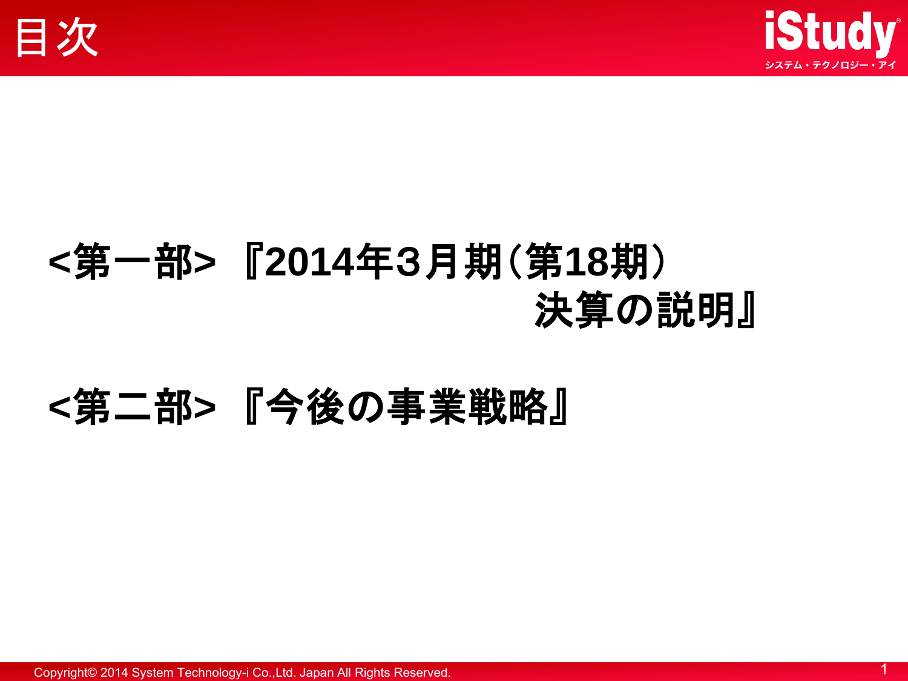# 目次

**<第一部> 『2014年３月期（第18期）**
**決算の説明』**

**<第二部> 『今後の事業戦略』**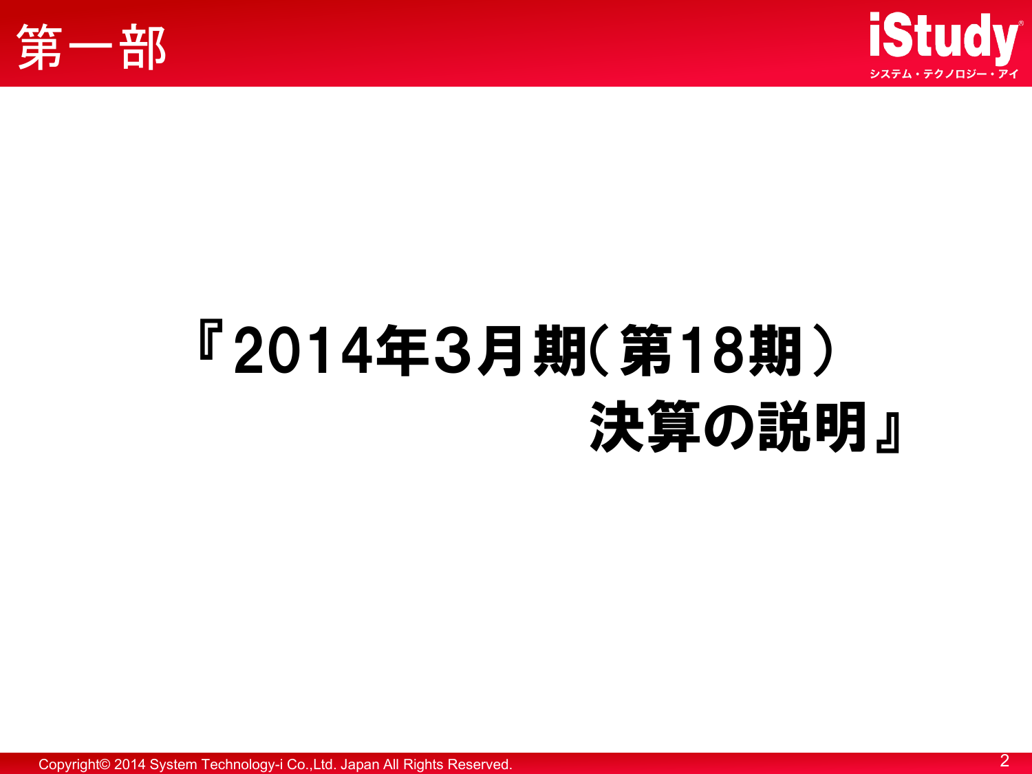# 第一部

## 『2014年3月期(第18期)決算の説明』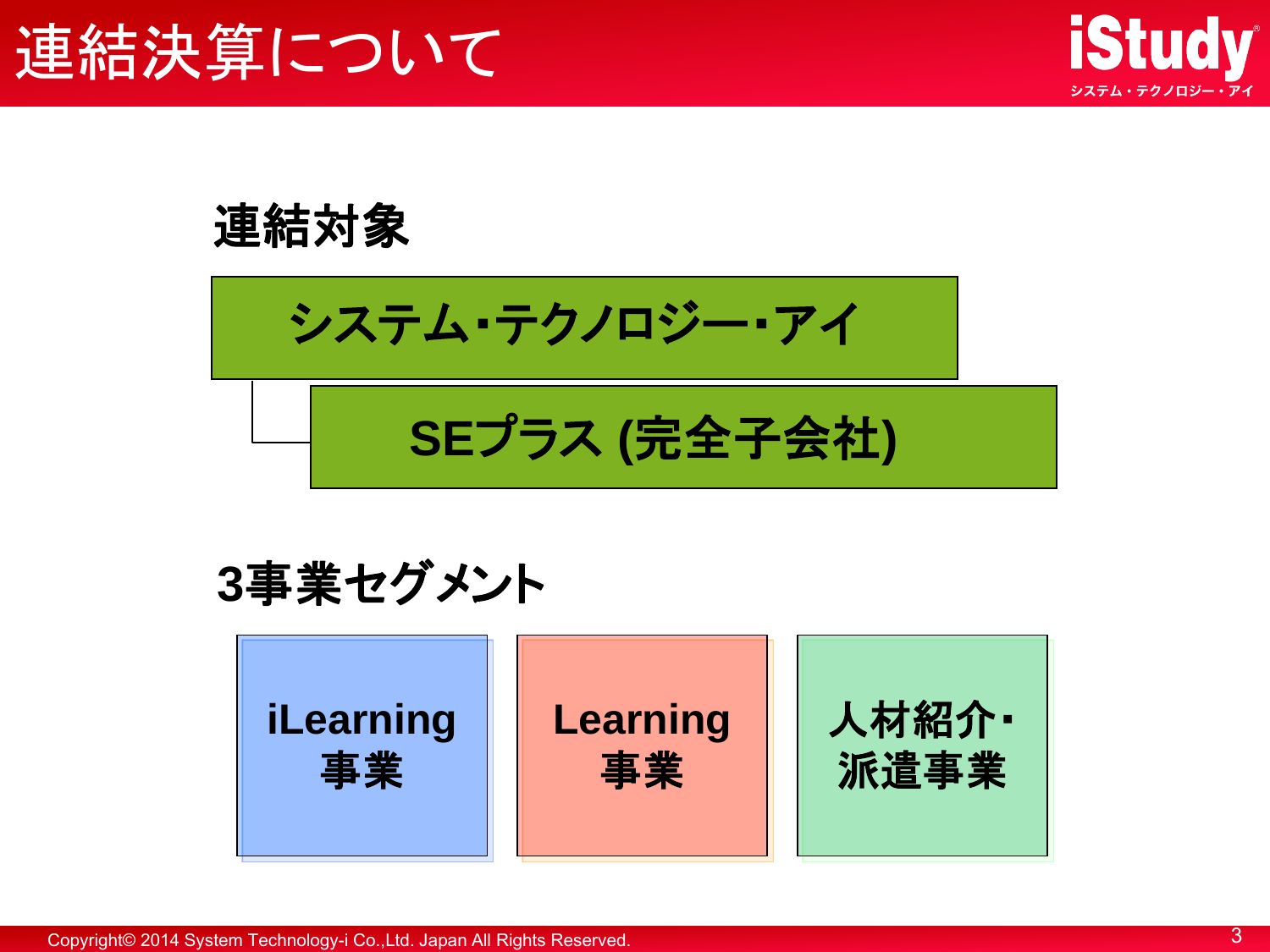# 連結決算について

## 連結対象

- システム･テクノロジー･アイ
  - SEプラス (完全子会社)

## 3事業セグメント

- iLearning 事業
- Learning 事業
- 人材紹介･派遣事業

Copyright© 2014 System Technology-i Co.,Ltd. Japan All Rights Reserved.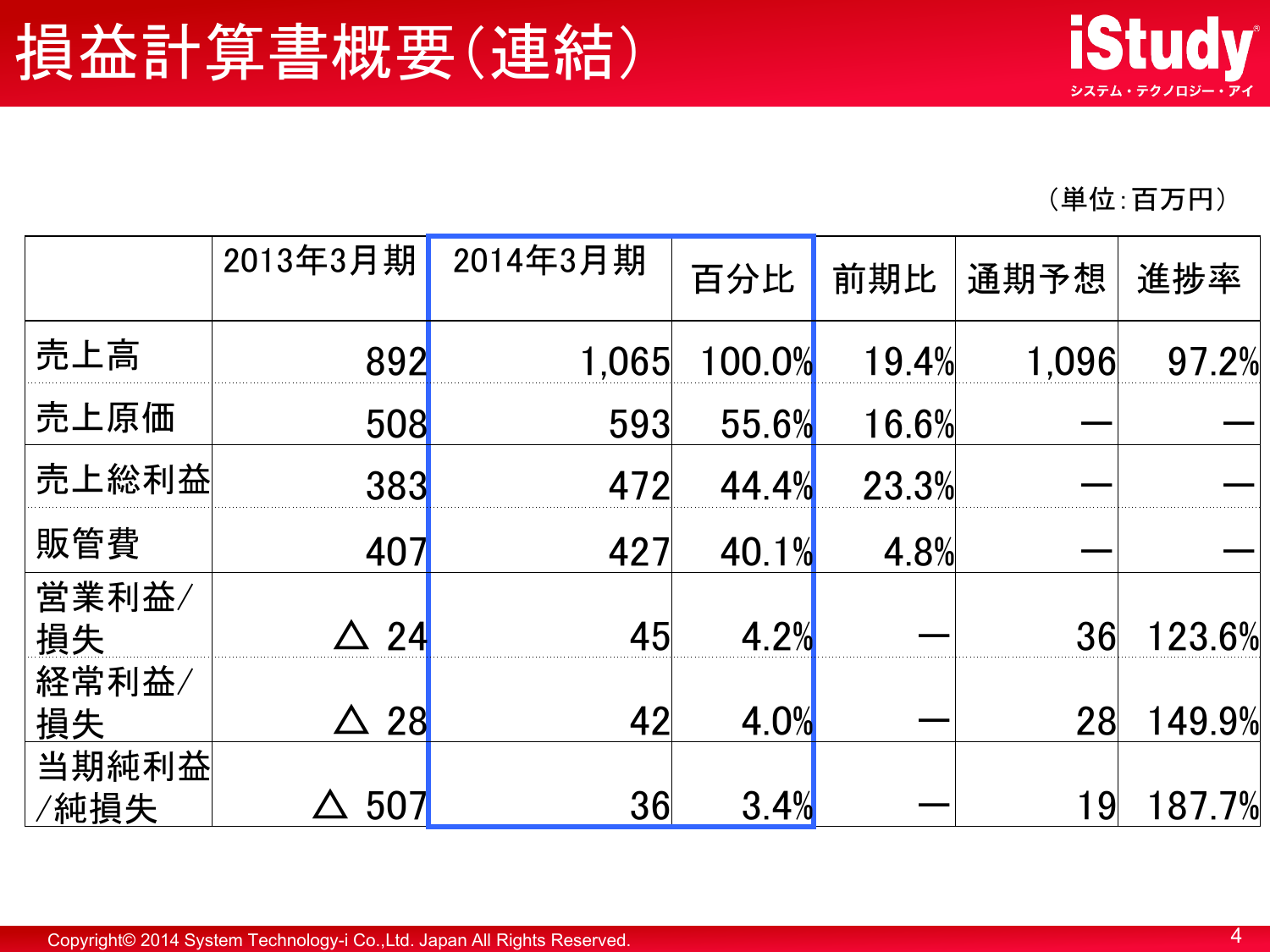# 損益計算書概要(連結)

（単位：百万円）

| | 2013年3月期 | 2014年3月期 | 百分比 | 前期比 | 通期予想 | 進捗率 |
|---|---|---|---|---|---|---|
| 売上高 | 892 | 1,065 | 100.0% | 19.4% | 1,096 | 97.2% |
| 売上原価 | 508 | 593 | 55.6% | 16.6% | ― | ― |
| 売上総利益 | 383 | 472 | 44.4% | 23.3% | ― | ― |
| 販管費 | 407 | 427 | 40.1% | 4.8% | ― | ― |
| 営業利益/損失 | △ 24 | 45 | 4.2% | ― | 36 | 123.6% |
| 経常利益/損失 | △ 28 | 42 | 4.0% | ― | 28 | 149.9% |
| 当期純利益/純損失 | △ 507 | 36 | 3.4% | ― | 19 | 187.7% |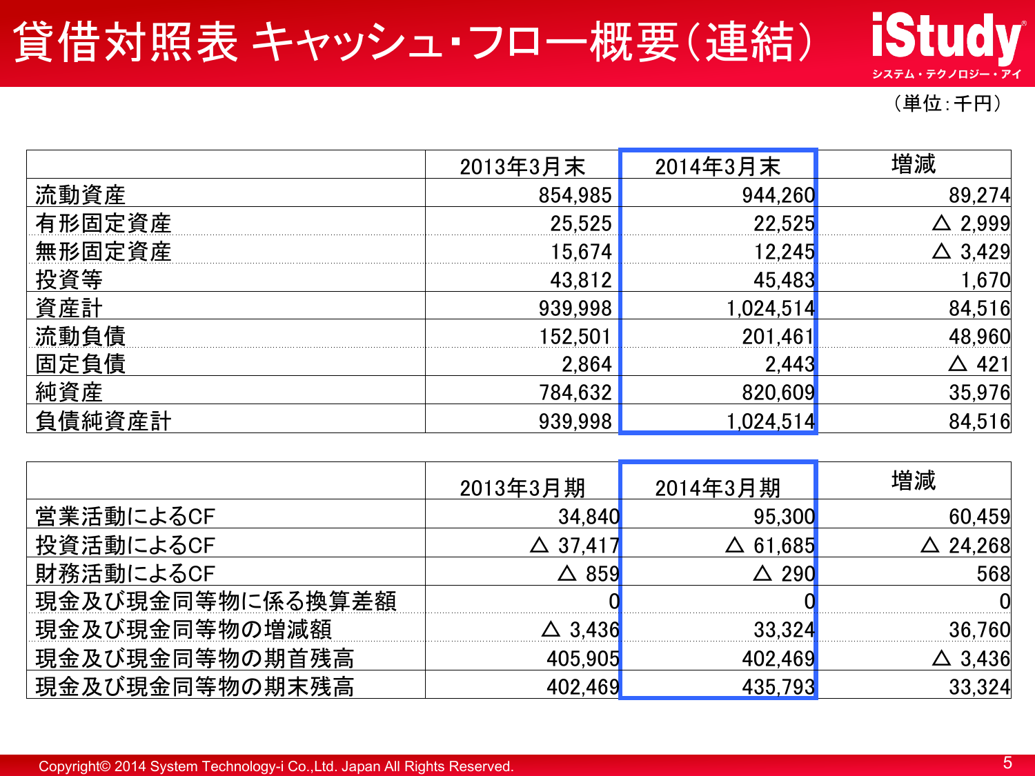# 貸借対照表 キャッシュ・フロー概要（連結）

（単位：千円）

| | 2013年3月末 | 2014年3月末 | 増減 |
|---|---|---|---|
| 流動資産 | 854,985 | 944,260 | 89,274 |
| 有形固定資産 | 25,525 | 22,525 | △ 2,999 |
| 無形固定資産 | 15,674 | 12,245 | △ 3,429 |
| 投資等 | 43,812 | 45,483 | 1,670 |
| 資産計 | 939,998 | 1,024,514 | 84,516 |
| 流動負債 | 152,501 | 201,461 | 48,960 |
| 固定負債 | 2,864 | 2,443 | △ 421 |
| 純資産 | 784,632 | 820,609 | 35,976 |
| 負債純資産計 | 939,998 | 1,024,514 | 84,516 |

| | 2013年3月期 | 2014年3月期 | 増減 |
|---|---|---|---|
| 営業活動によるCF | 34,840 | 95,300 | 60,459 |
| 投資活動によるCF | △ 37,417 | △ 61,685 | △ 24,268 |
| 財務活動によるCF | △ 859 | △ 290 | 568 |
| 現金及び現金同等物に係る換算差額 | 0 | 0 | 0 |
| 現金及び現金同等物の増減額 | △ 3,436 | 33,324 | 36,760 |
| 現金及び現金同等物の期首残高 | 405,905 | 402,469 | △ 3,436 |
| 現金及び現金同等物の期末残高 | 402,469 | 435,793 | 33,324 |

Copyright© 2014 System Technology-i Co.,Ltd. Japan All Rights Reserved.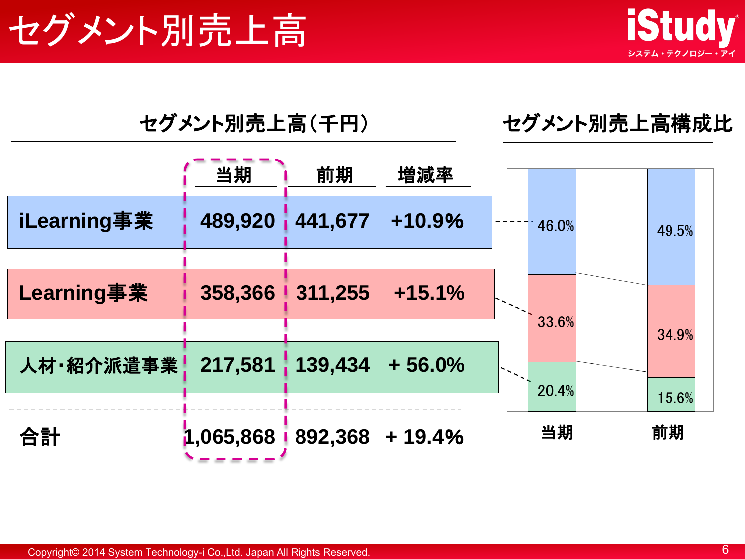# セグメント別売上高

## セグメント別売上高（千円）

| | 当期 | 前期 | 増減率 |
|---|---|---|---|
| iLearning事業 | 489,920 | 441,677 | +10.9% |
| Learning事業 | 358,366 | 311,255 | +15.1% |
| 人材・紹介派遣事業 | 217,581 | 139,434 | + 56.0% |
| 合計 | 1,065,868 | 892,368 | + 19.4% |

## セグメント別売上高構成比

| | 当期 | 前期 |
|---|---|---|
| iLearning事業 | 46.0% | 49.5% |
| Learning事業 | 33.6% | 34.9% |
| 人材・紹介派遣事業 | 20.4% | 15.6% |

Copyright© 2014 System Technology-i Co.,Ltd. Japan All Rights Reserved.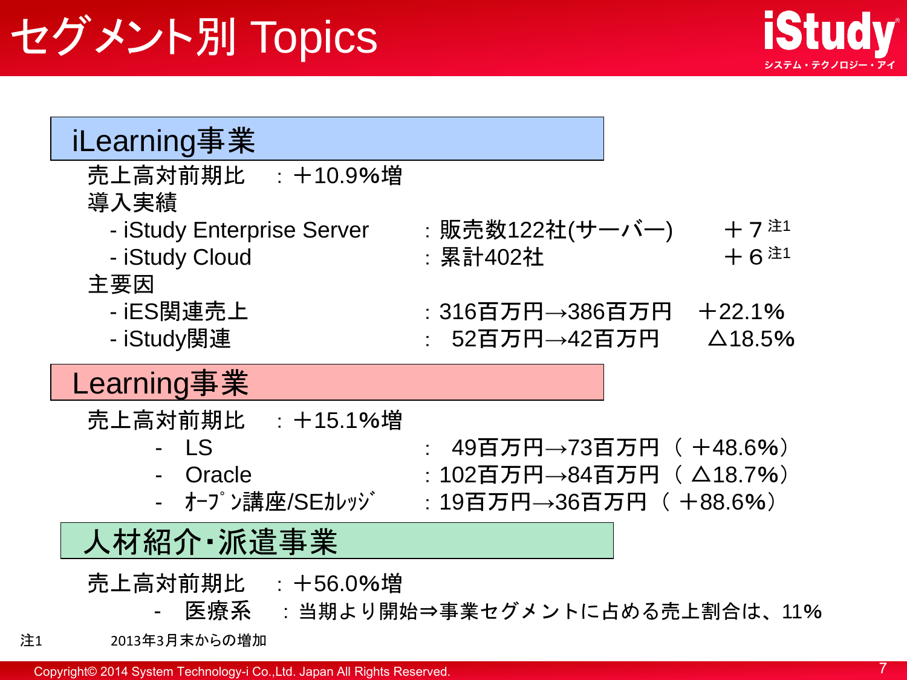# セグメント別 Topics

## iLearning事業

売上高対前期比　：＋10.9%増

導入実績

- iStudy Enterprise Server　：販売数122社(サーバー)　＋７[注1]
- iStudy Cloud　：累計402社　＋６[注1]

主要因

- iES関連売上　：316百万円→386百万円　＋22.1%
- iStudy関連　：　52百万円→42百万円　△18.5%

## Learning事業

売上高対前期比　：＋15.1%増

- LS　：　49百万円→73百万円（＋48.6%）
- Oracle　：102百万円→84百万円（△18.7%）
- ｵｰﾌﾟﾝ講座/SEｶﾚｯｼﾞ　：19百万円→36百万円（＋88.6%）

## 人材紹介・派遣事業

売上高対前期比　：＋56.0%増

- 医療系　：当期より開始⇒事業セグメントに占める売上割合は、11%

注1　2013年3月末からの増加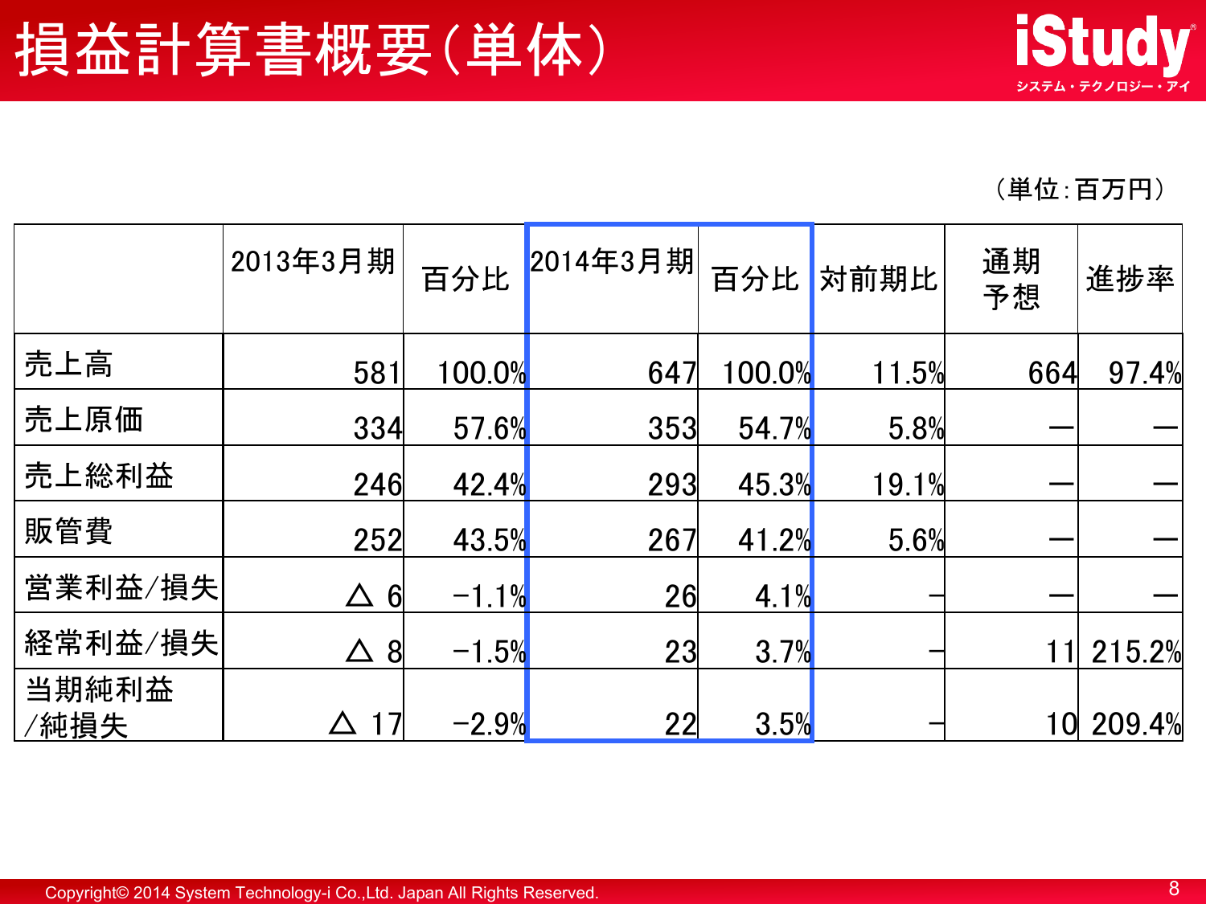# 損益計算書概要（単体）

（単位：百万円）

| | 2013年3月期 | 百分比 | 2014年3月期 | 百分比 | 対前期比 | 通期予想 | 進捗率 |
|---|---|---|---|---|---|---|---|
| 売上高 | 581 | 100.0% | 647 | 100.0% | 11.5% | 664 | 97.4% |
| 売上原価 | 334 | 57.6% | 353 | 54.7% | 5.8% | ― | ― |
| 売上総利益 | 246 | 42.4% | 293 | 45.3% | 19.1% | ― | ― |
| 販管費 | 252 | 43.5% | 267 | 41.2% | 5.6% | ― | ― |
| 営業利益/損失 | △ 6 | -1.1% | 26 | 4.1% | - | ― | ― |
| 経常利益/損失 | △ 8 | -1.5% | 23 | 3.7% | - | 11 | 215.2% |
| 当期純利益/純損失 | △ 17 | -2.9% | 22 | 3.5% | - | 10 | 209.4% |

Copyright© 2014 System Technology-i Co.,Ltd. Japan All Rights Reserved.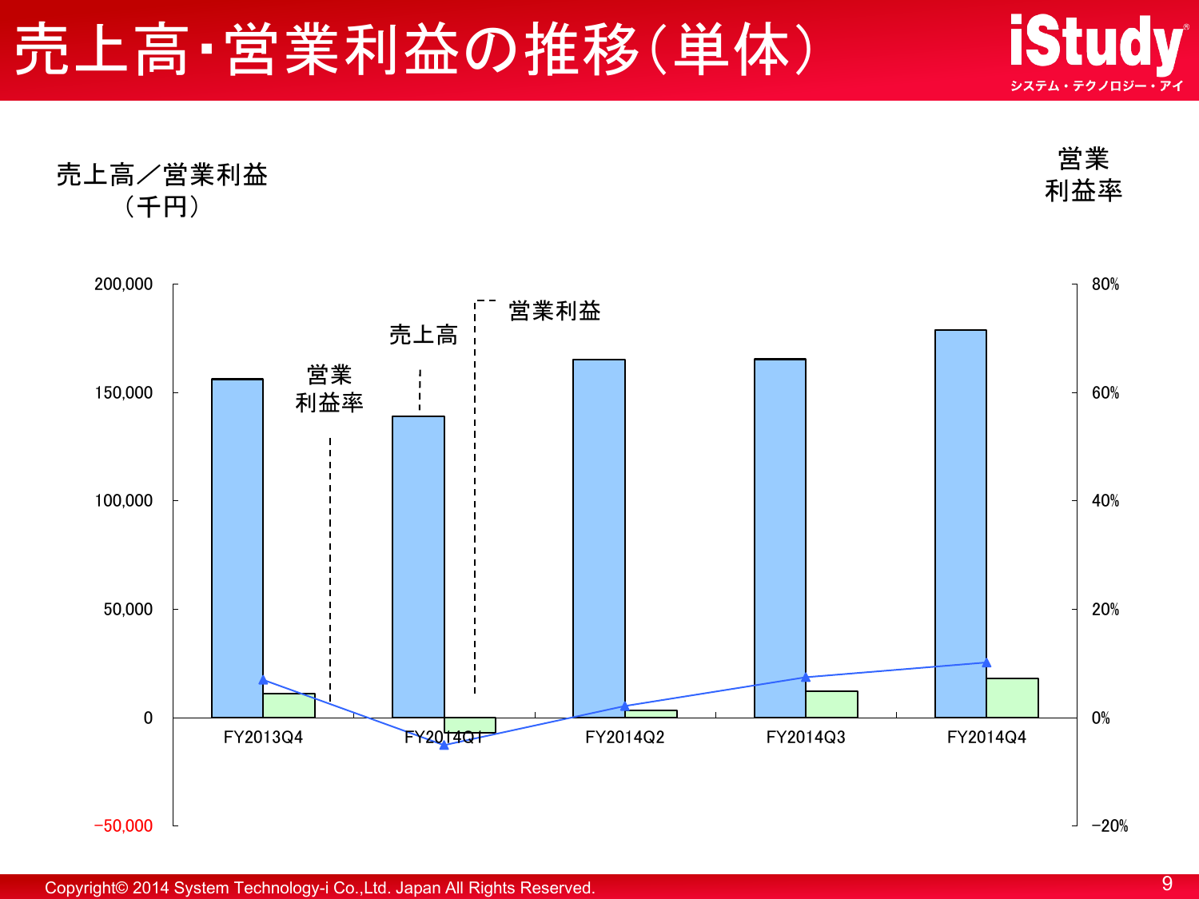# 売上高・営業利益の推移(単体)

売上高／営業利益
（千円）

営業
利益率

200,000
150,000
100,000
50,000
0
−50,000

80%
60%
40%
20%
0%
−20%

売上高

営業利益

営業
利益率

FY2013Q4　FY2014Q1　FY2014Q2　FY2014Q3　FY2014Q4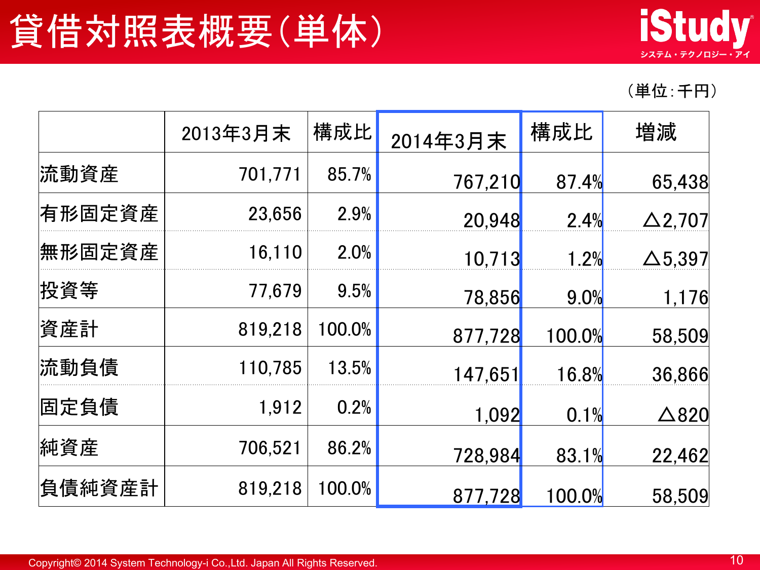# 貸借対照表概要(単体)

（単位：千円）

| | 2013年3月末 | 構成比 | 2014年3月末 | 構成比 | 増減 |
|---|---|---|---|---|---|
| 流動資産 | 701,771 | 85.7% | 767,210 | 87.4% | 65,438 |
| 有形固定資産 | 23,656 | 2.9% | 20,948 | 2.4% | △2,707 |
| 無形固定資産 | 16,110 | 2.0% | 10,713 | 1.2% | △5,397 |
| 投資等 | 77,679 | 9.5% | 78,856 | 9.0% | 1,176 |
| 資産計 | 819,218 | 100.0% | 877,728 | 100.0% | 58,509 |
| 流動負債 | 110,785 | 13.5% | 147,651 | 16.8% | 36,866 |
| 固定負債 | 1,912 | 0.2% | 1,092 | 0.1% | △820 |
| 純資産 | 706,521 | 86.2% | 728,984 | 83.1% | 22,462 |
| 負債純資産計 | 819,218 | 100.0% | 877,728 | 100.0% | 58,509 |

Copyright© 2014 System Technology-i Co.,Ltd. Japan All Rights Reserved.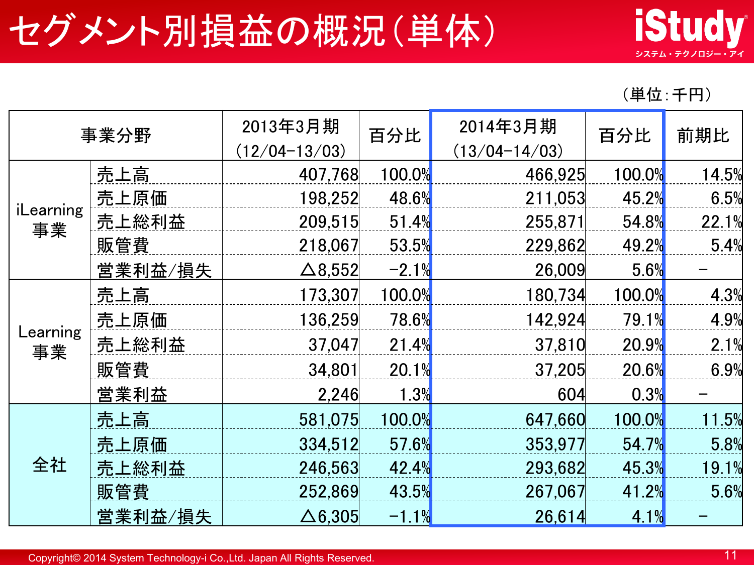# セグメント別損益の概況（単体）

（単位：千円）

| 事業分野 | | 2013年3月期 (12/04-13/03) | 百分比 | 2014年3月期 (13/04-14/03) | 百分比 | 前期比 |
|---|---|---|---|---|---|---|
| iLearning事業 | 売上高 | 407,768 | 100.0% | 466,925 | 100.0% | 14.5% |
| | 売上原価 | 198,252 | 48.6% | 211,053 | 45.2% | 6.5% |
| | 売上総利益 | 209,515 | 51.4% | 255,871 | 54.8% | 22.1% |
| | 販管費 | 218,067 | 53.5% | 229,862 | 49.2% | 5.4% |
| | 営業利益/損失 | △8,552 | -2.1% | 26,009 | 5.6% | - |
| Learning事業 | 売上高 | 173,307 | 100.0% | 180,734 | 100.0% | 4.3% |
| | 売上原価 | 136,259 | 78.6% | 142,924 | 79.1% | 4.9% |
| | 売上総利益 | 37,047 | 21.4% | 37,810 | 20.9% | 2.1% |
| | 販管費 | 34,801 | 20.1% | 37,205 | 20.6% | 6.9% |
| | 営業利益 | 2,246 | 1.3% | 604 | 0.3% | - |
| 全社 | 売上高 | 581,075 | 100.0% | 647,660 | 100.0% | 11.5% |
| | 売上原価 | 334,512 | 57.6% | 353,977 | 54.7% | 5.8% |
| | 売上総利益 | 246,563 | 42.4% | 293,682 | 45.3% | 19.1% |
| | 販管費 | 252,869 | 43.5% | 267,067 | 41.2% | 5.6% |
| | 営業利益/損失 | △6,305 | -1.1% | 26,614 | 4.1% | - |

Copyright© 2014 System Technology-i Co.,Ltd. Japan All Rights Reserved.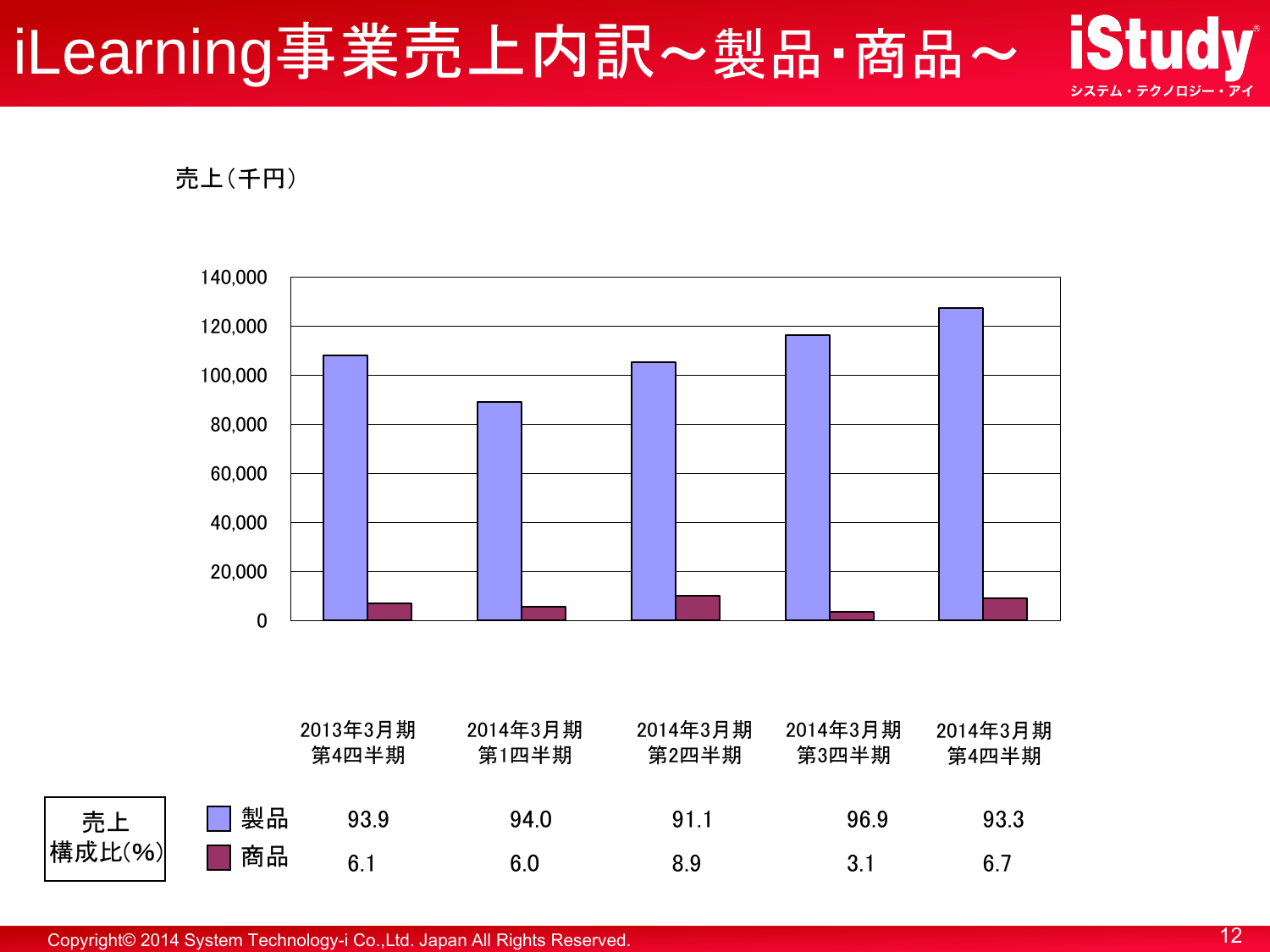# iLearning事業売上内訳～製品・商品～

売上（千円）

| 売上構成比(%) | 2013年3月期 第4四半期 | 2014年3月期 第1四半期 | 2014年3月期 第2四半期 | 2014年3月期 第3四半期 | 2014年3月期 第4四半期 |
|---|---|---|---|---|---|
| 製品 | 93.9 | 94.0 | 91.1 | 96.9 | 93.3 |
| 商品 | 6.1 | 6.0 | 8.9 | 3.1 | 6.7 |

Copyright© 2014 System Technology-i Co.,Ltd. Japan All Rights Reserved.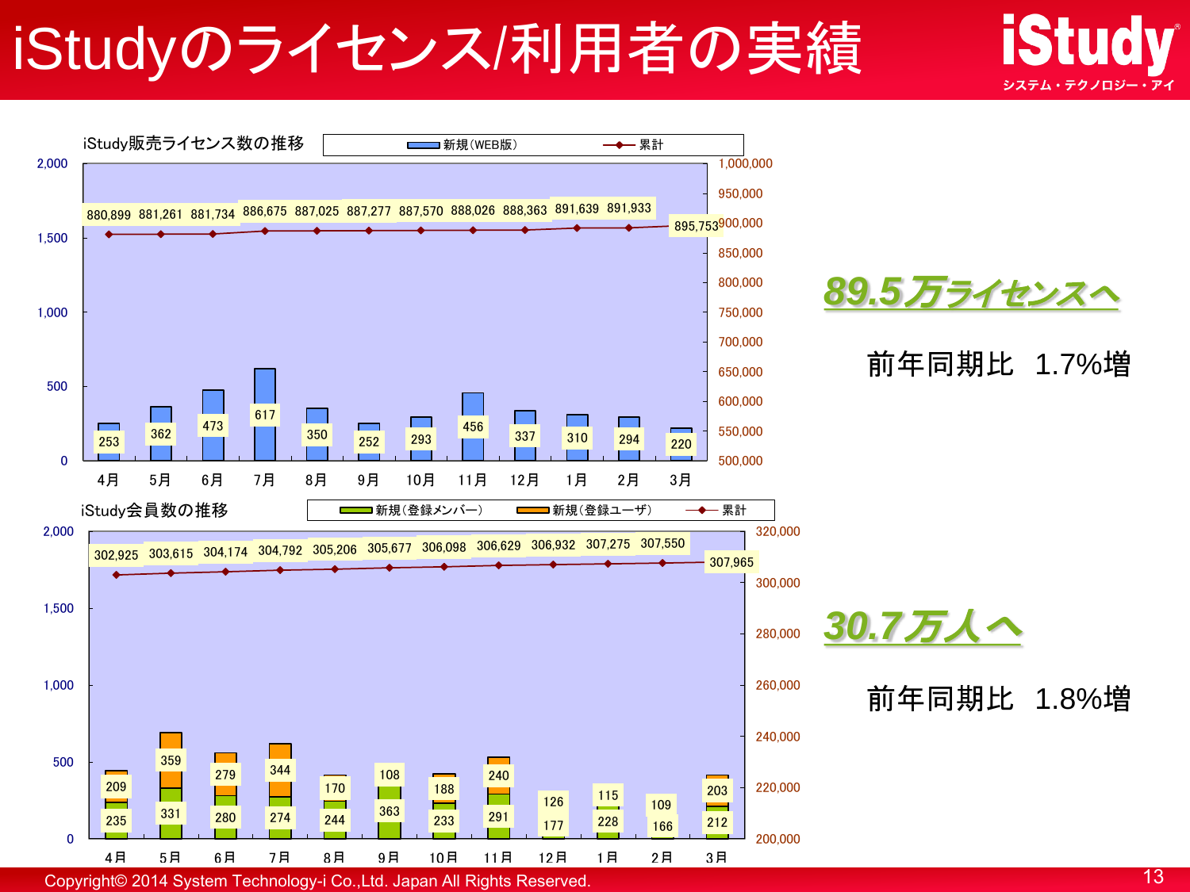# iStudyのライセンス/利用者の実績

### iStudy販売ライセンス数の推移

| 月 | 新規（WEB版） | 累計 |
|---|---|---|
| 4月 | 253 | 880,899 |
| 5月 | 362 | 881,261 |
| 6月 | 473 | 881,734 |
| 7月 | 617 | 886,675 |
| 8月 | 350 | 887,025 |
| 9月 | 252 | 887,277 |
| 10月 | 293 | 887,570 |
| 11月 | 456 | 888,026 |
| 12月 | 337 | 888,363 |
| 1月 | 310 | 891,639 |
| 2月 | 294 | 891,933 |
| 3月 | 220 | 895,753 |

**89.5万ライセンスへ**

前年同期比　1.7%増

### iStudy会員数の推移

| 月 | 新規（登録メンバー） | 新規（登録ユーザ） | 累計 |
|---|---|---|---|
| 4月 | 235 | 209 | 302,925 |
| 5月 | 331 | 359 | 303,615 |
| 6月 | 280 | 279 | 304,174 |
| 7月 | 274 | 344 | 304,792 |
| 8月 | 244 | 170 | 305,206 |
| 9月 | 363 | 108 | 305,677 |
| 10月 | 233 | 188 | 306,098 |
| 11月 | 291 | 240 | 306,629 |
| 12月 | 177 | 126 | 306,932 |
| 1月 | 228 | 115 | 307,275 |
| 2月 | 166 | 109 | 307,550 |
| 3月 | 212 | 203 | 307,965 |

**30.7万人へ**

前年同期比　1.8%増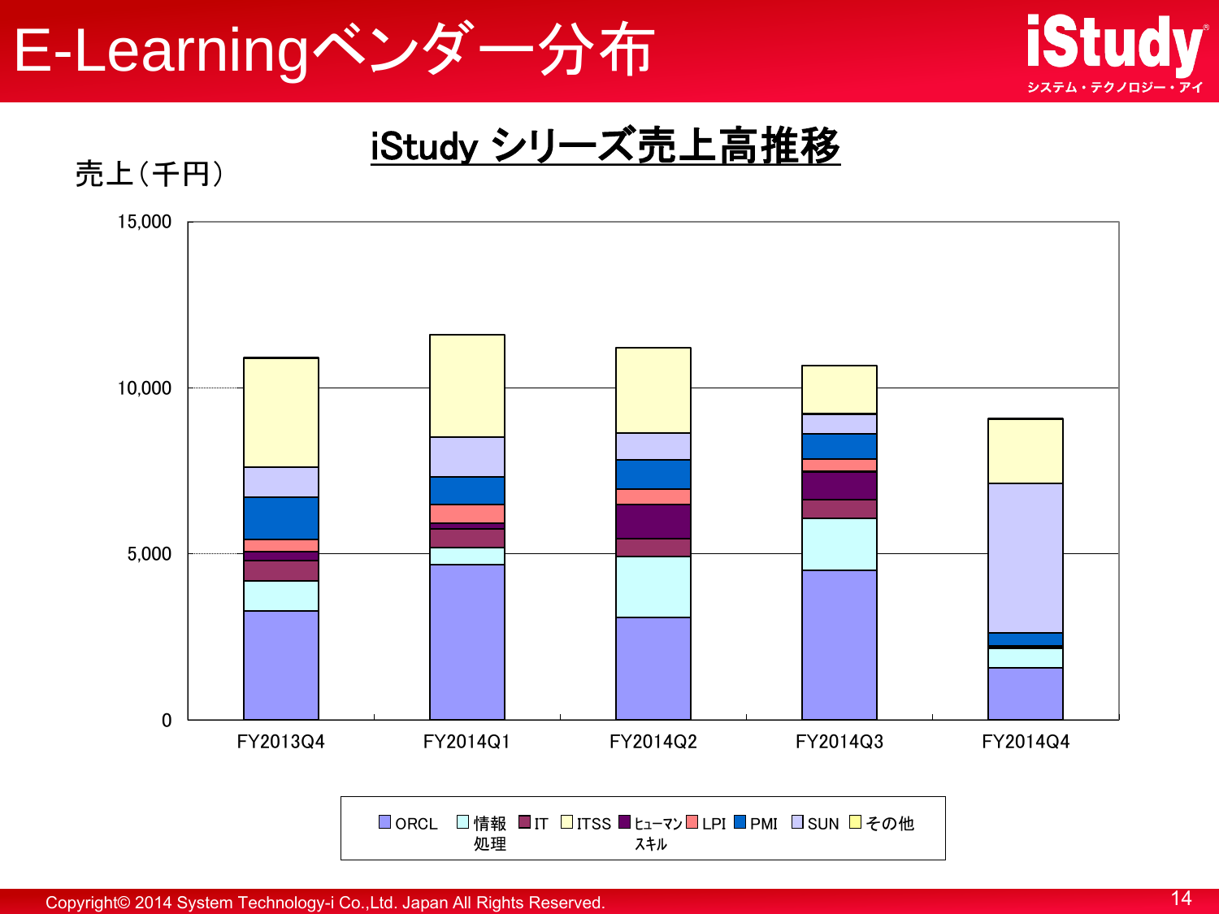# E-Learningベンダー分布

## iStudy シリーズ売上高推移

売上（千円）

15,000
10,000
5,000
0

FY2013Q4　FY2014Q1　FY2014Q2　FY2014Q3　FY2014Q4

ORCL　情報処理　IT　ITSS　ヒューマンスキル　LPI　PMI　SUN　その他

Copyright© 2014 System Technology-i Co.,Ltd. Japan All Rights Reserved.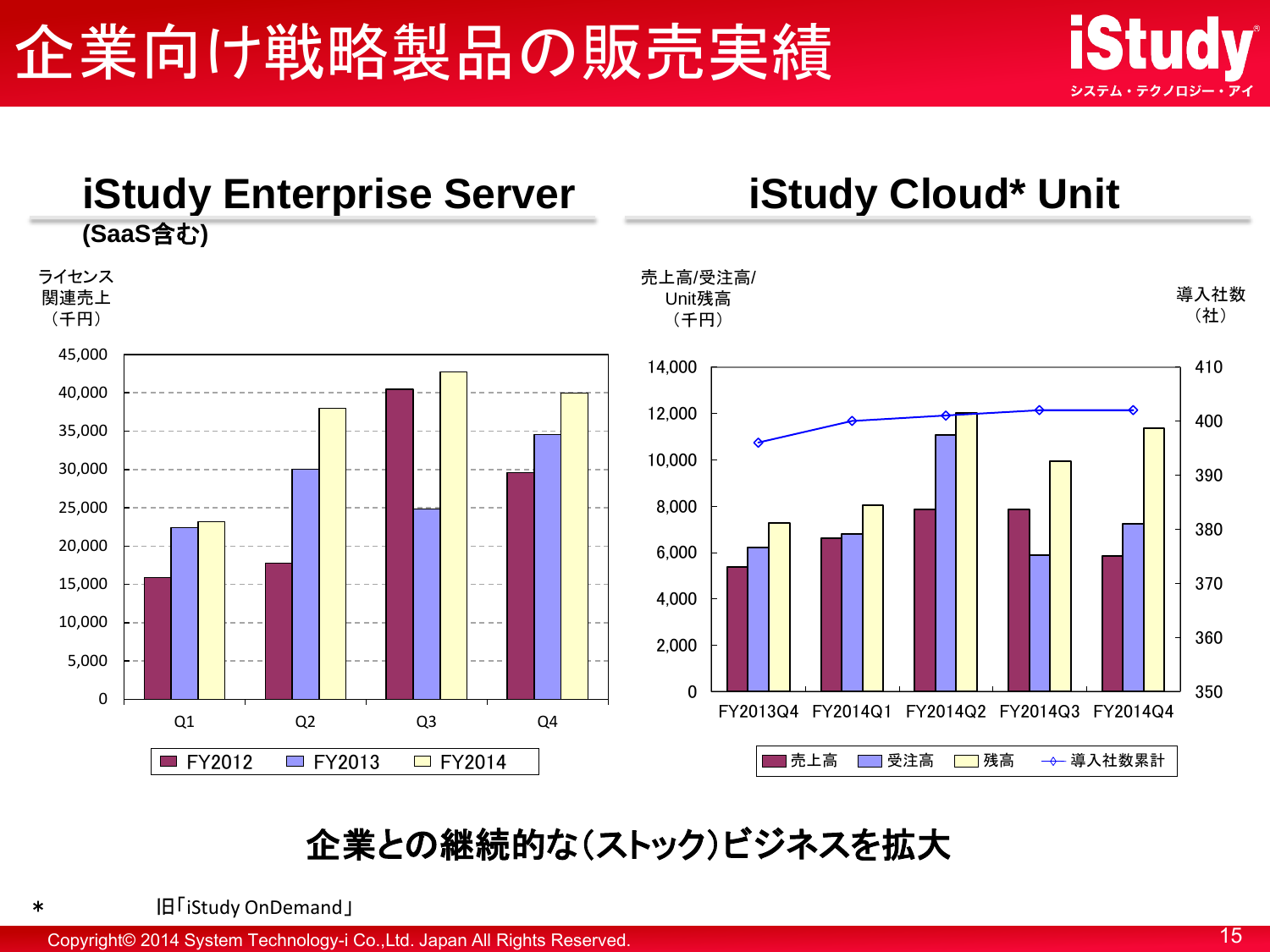# 企業向け戦略製品の販売実績

## iStudy Enterprise Server

**(SaaS含む)**

ライセンス関連売上（千円）

| | FY2012 | FY2013 | FY2014 |
|---|---|---|---|
| Q1 | 15,900 | 22,400 | 23,200 |
| Q2 | 17,800 | 30,000 | 38,000 |
| Q3 | 40,500 | 24,900 | 42,800 |
| Q4 | 29,700 | 34,600 | 40,000 |

## iStudy Cloud* Unit

売上高/受注高/Unit残高（千円）、導入社数（社）

| | 売上高 | 受注高 | 残高 | 導入社数累計 |
|---|---|---|---|---|
| FY2013Q4 | 5,400 | 6,200 | 7,300 | 396 |
| FY2014Q1 | 6,600 | 6,800 | 8,000 | 400 |
| FY2014Q2 | 7,800 | 11,100 | 12,000 | 401 |
| FY2014Q3 | 7,800 | 5,900 | 9,900 | 402 |
| FY2014Q4 | 5,800 | 7,200 | 11,400 | 402 |

**企業との継続的な（ストック）ビジネスを拡大**

＊ 旧「iStudy OnDemand」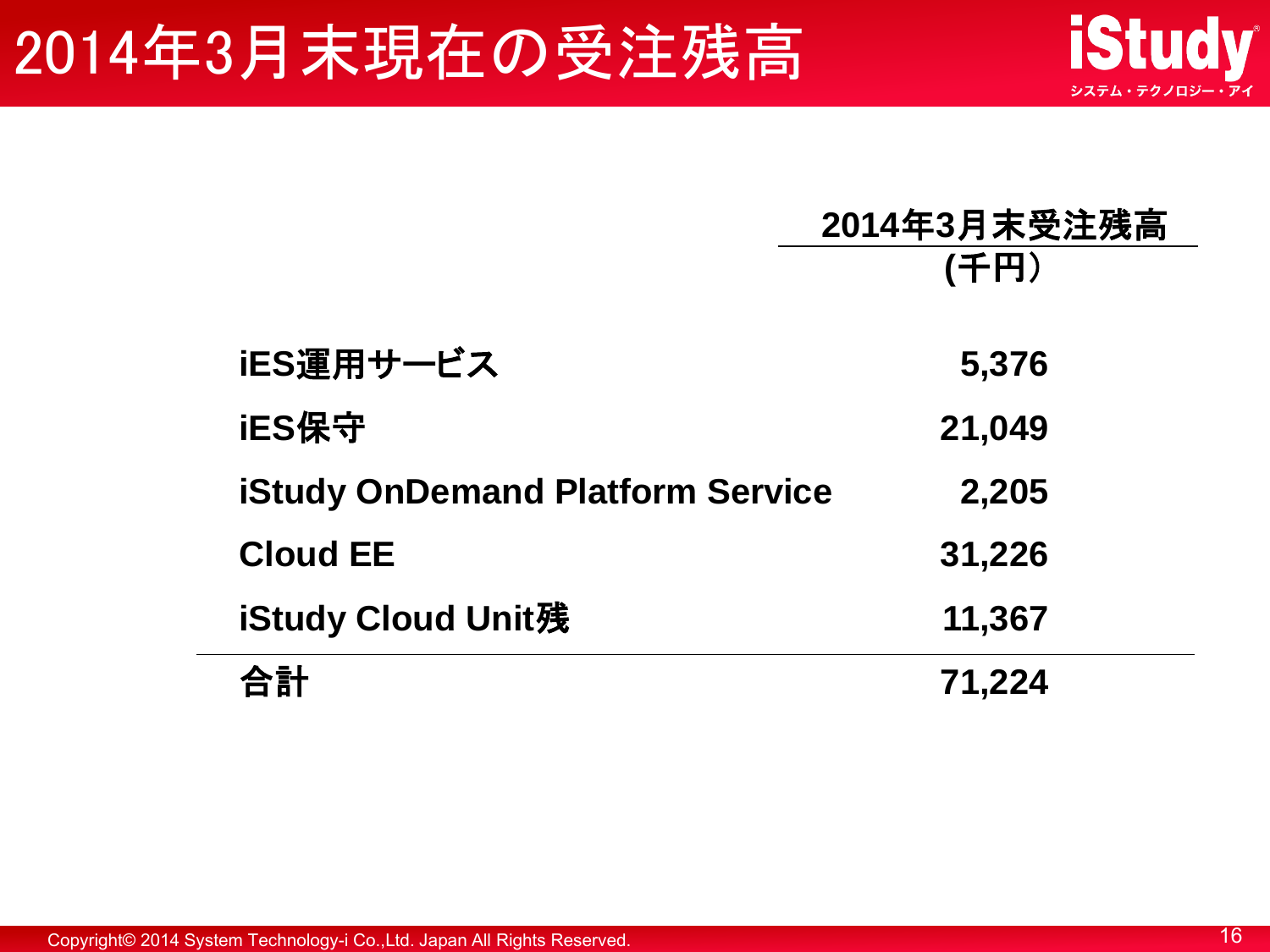# 2014年3月末現在の受注残高

| | 2014年3月末受注残高 (千円) |
|---|---|
| **iES運用サービス** | **5,376** |
| **iES保守** | **21,049** |
| **iStudy OnDemand Platform Service** | **2,205** |
| **Cloud EE** | **31,226** |
| **iStudy Cloud Unit残** | **11,367** |
| **合計** | **71,224** |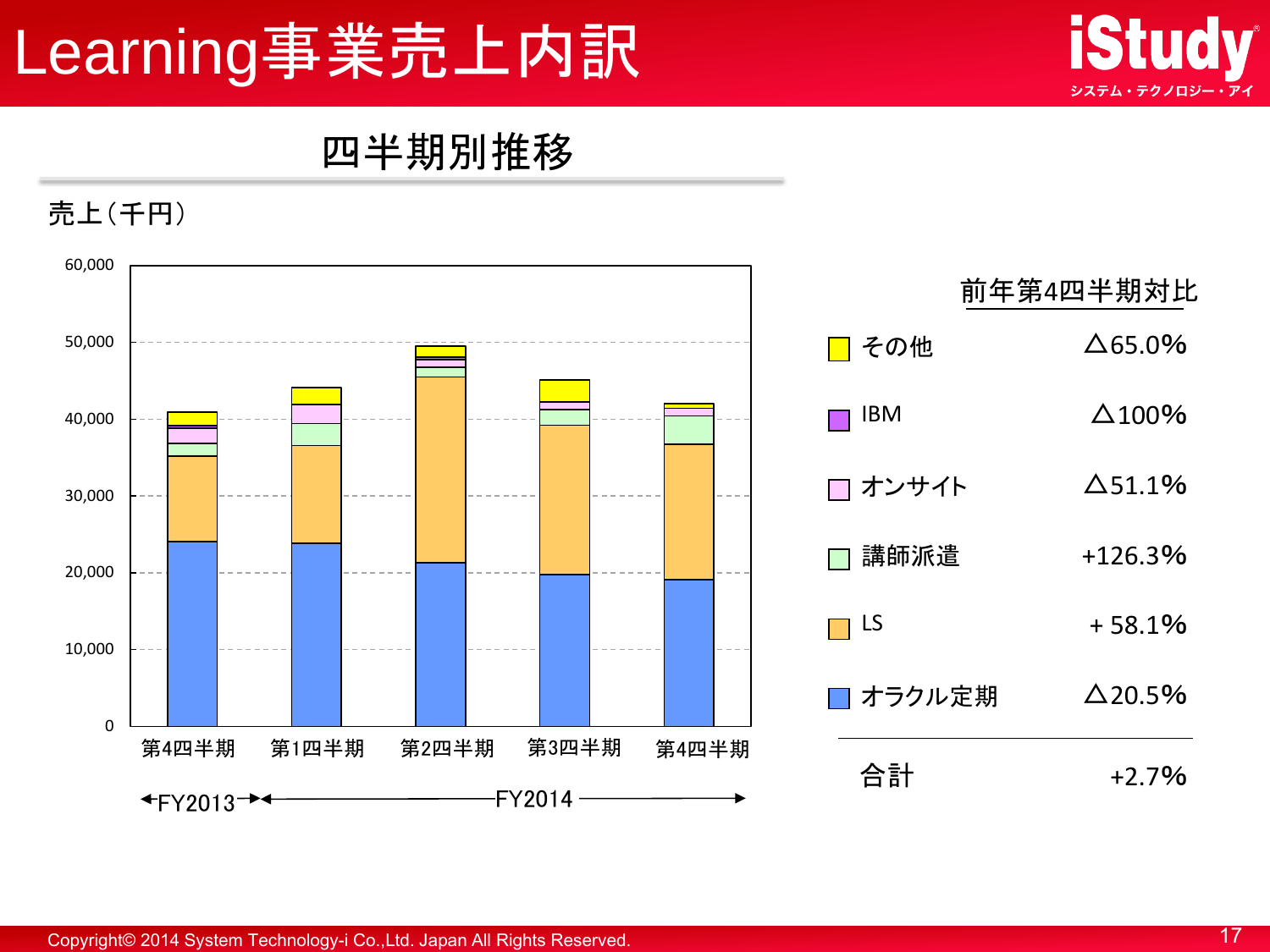# Learning事業売上内訳

## 四半期別推移

売上（千円）

| | 第4四半期 (FY2013) | 第1四半期 (FY2014) | 第2四半期 (FY2014) | 第3四半期 (FY2014) | 第4四半期 (FY2014) |
|---|---|---|---|---|---|

Y軸: 0, 10,000, 20,000, 30,000, 40,000, 50,000, 60,000

←FY2013→←————FY2014————→

### 前年第4四半期対比

| 区分 | 前年第4四半期対比 |
|---|---|
| その他 | △65.0% |
| IBM | △100% |
| オンサイト | △51.1% |
| 講師派遣 | +126.3% |
| LS | + 58.1% |
| オラクル定期 | △20.5% |
| 合計 | +2.7% |

Copyright© 2014 System Technology-i Co.,Ltd. Japan All Rights Reserved.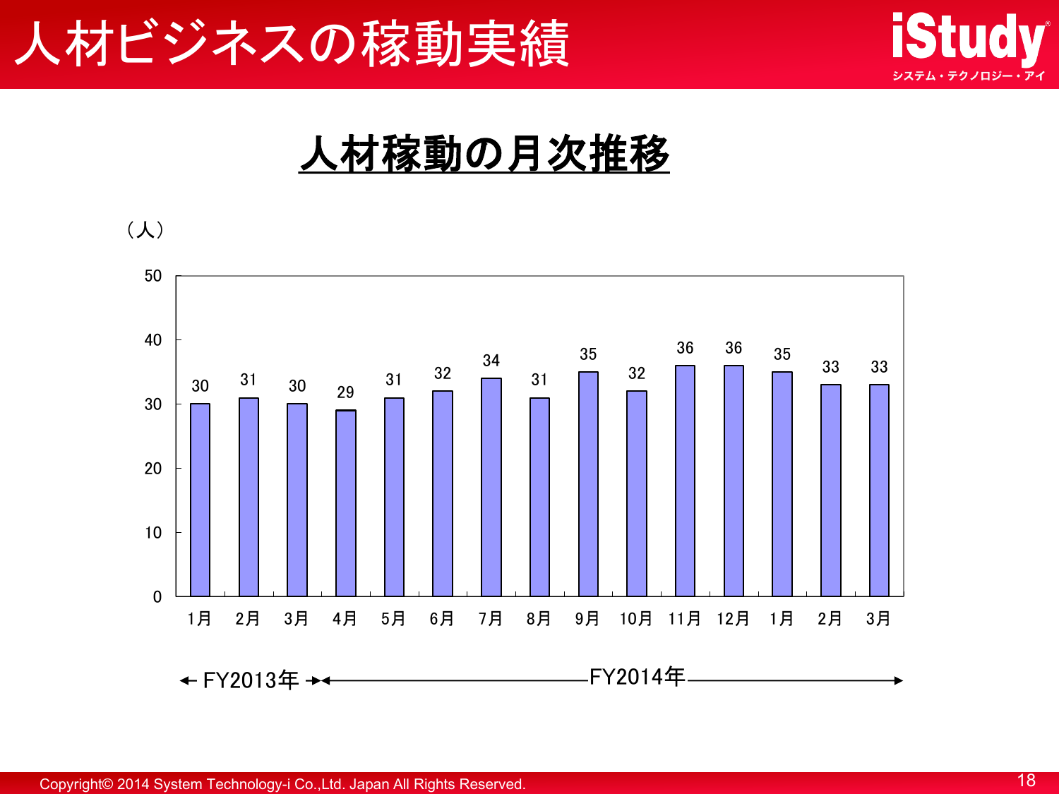# 人材ビジネスの稼動実績

## 人材稼動の月次推移

（人）

| | 1月 | 2月 | 3月 | 4月 | 5月 | 6月 | 7月 | 8月 | 9月 | 10月 | 11月 | 12月 | 1月 | 2月 | 3月 |
|---|---|---|---|---|---|---|---|---|---|---|---|---|---|---|---|
| 人材稼動 | 30 | 31 | 30 | 29 | 31 | 32 | 34 | 31 | 35 | 32 | 36 | 36 | 35 | 33 | 33 |

← FY2013年 →（1月～3月）　← FY2014年 →（4月～3月）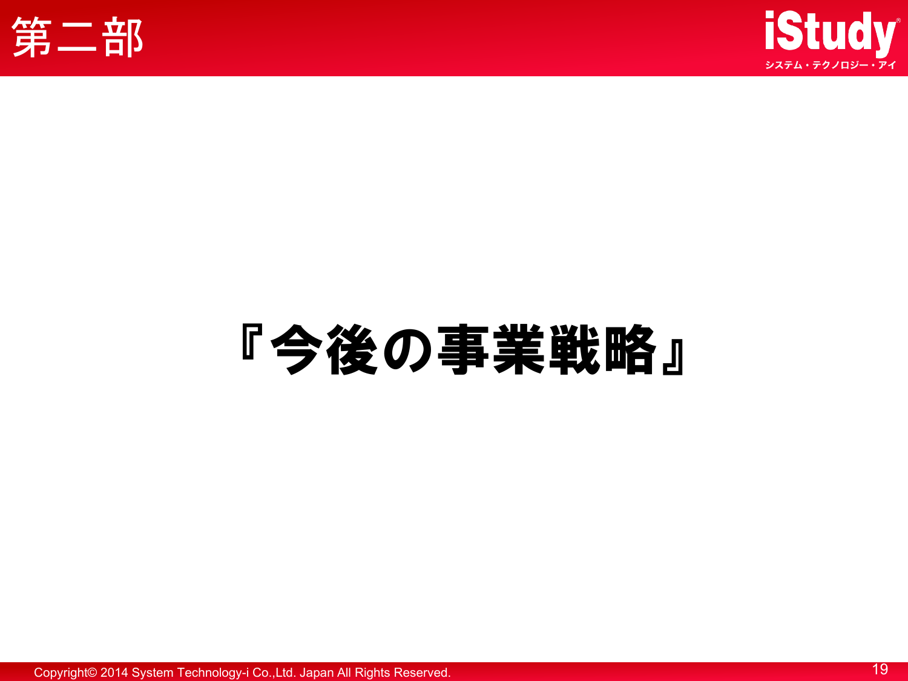# 第二部

# 『今後の事業戦略』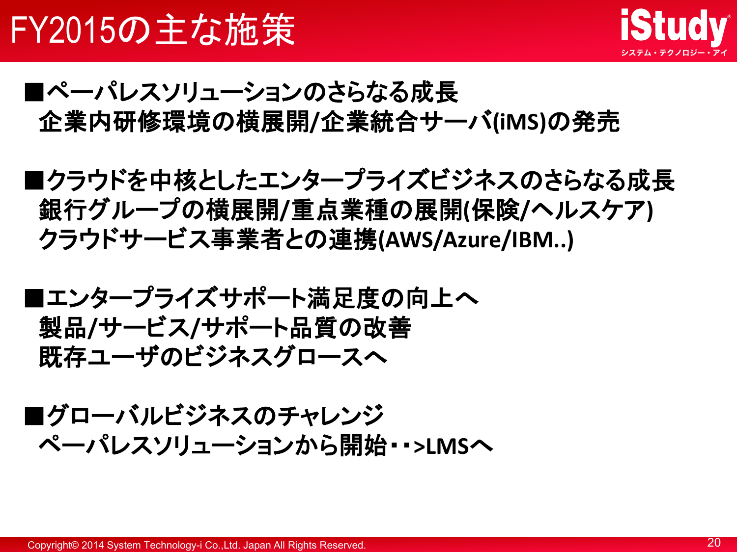# FY2015の主な施策

■ペーパレスソリューションのさらなる成長
　企業内研修環境の横展開/企業統合サーバ(iMS)の発売

■クラウドを中核としたエンタープライズビジネスのさらなる成長
　銀行グループの横展開/重点業種の展開(保険/ヘルスケア)
　クラウドサービス事業者との連携(AWS/Azure/IBM..)

■エンタープライズサポート満足度の向上へ
　製品/サービス/サポート品質の改善
　既存ユーザのビジネスグロースへ

■グローバルビジネスのチャレンジ
　ペーパレスソリューションから開始・・>LMSへ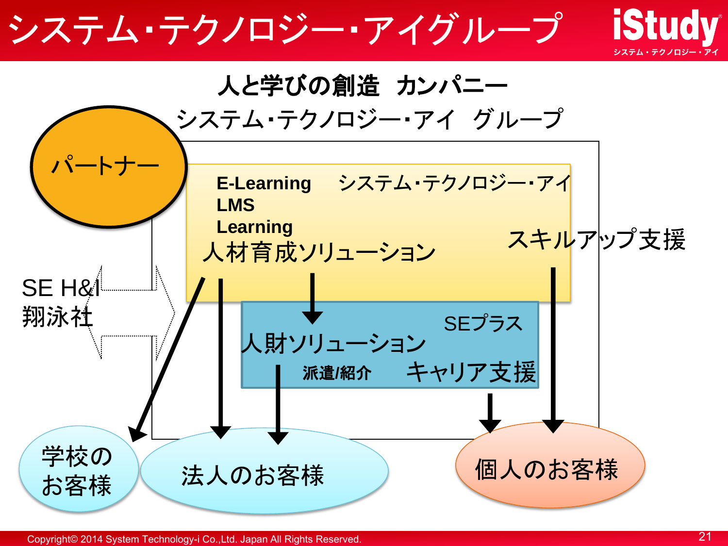# システム・テクノロジー・アイグループ

## 人と学びの創造　カンパニー

システム・テクノロジー・アイ　グループ

パートナー

E-Learning
LMS
Learning

システム・テクノロジー・アイ

人材育成ソリューション

スキルアップ支援

SE H&I
翔泳社

SEプラス

人財ソリューション

派遣/紹介

キャリア支援

学校のお客様

法人のお客様

個人のお客様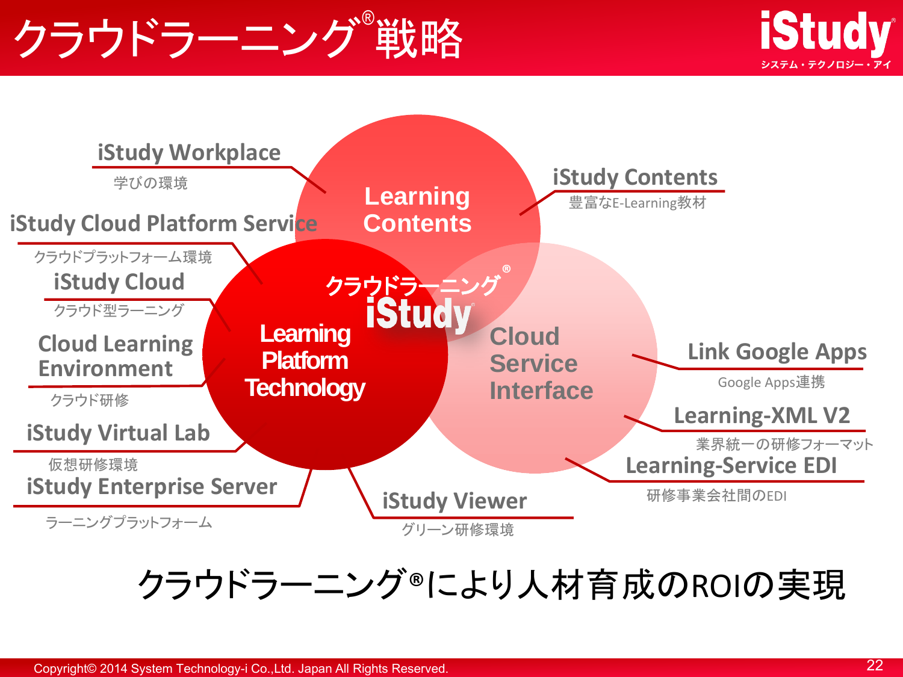# クラウドラーニング®戦略

iStudy
システム・テクノロジー・アイ

**Learning Contents**

**Learning Platform Technology**

**Cloud Service Interface**

クラウドラーニング®
iStudy

- **iStudy Workplace**
  学びの環境
- **iStudy Cloud Platform Service**
  クラウドプラットフォーム環境
- **iStudy Cloud**
  クラウド型ラーニング
- **Cloud Learning Environment**
  クラウド研修
- **iStudy Virtual Lab**
  仮想研修環境
- **iStudy Enterprise Server**
  ラーニングプラットフォーム
- **iStudy Viewer**
  グリーン研修環境
- **iStudy Contents**
  豊富なE-Learning教材
- **Link Google Apps**
  Google Apps連携
- **Learning-XML V2**
  業界統一の研修フォーマット
- **Learning-Service EDI**
  研修事業会社間のEDI

## クラウドラーニング®により人材育成のROIの実現

Copyright© 2014 System Technology-i Co.,Ltd. Japan All Rights Reserved.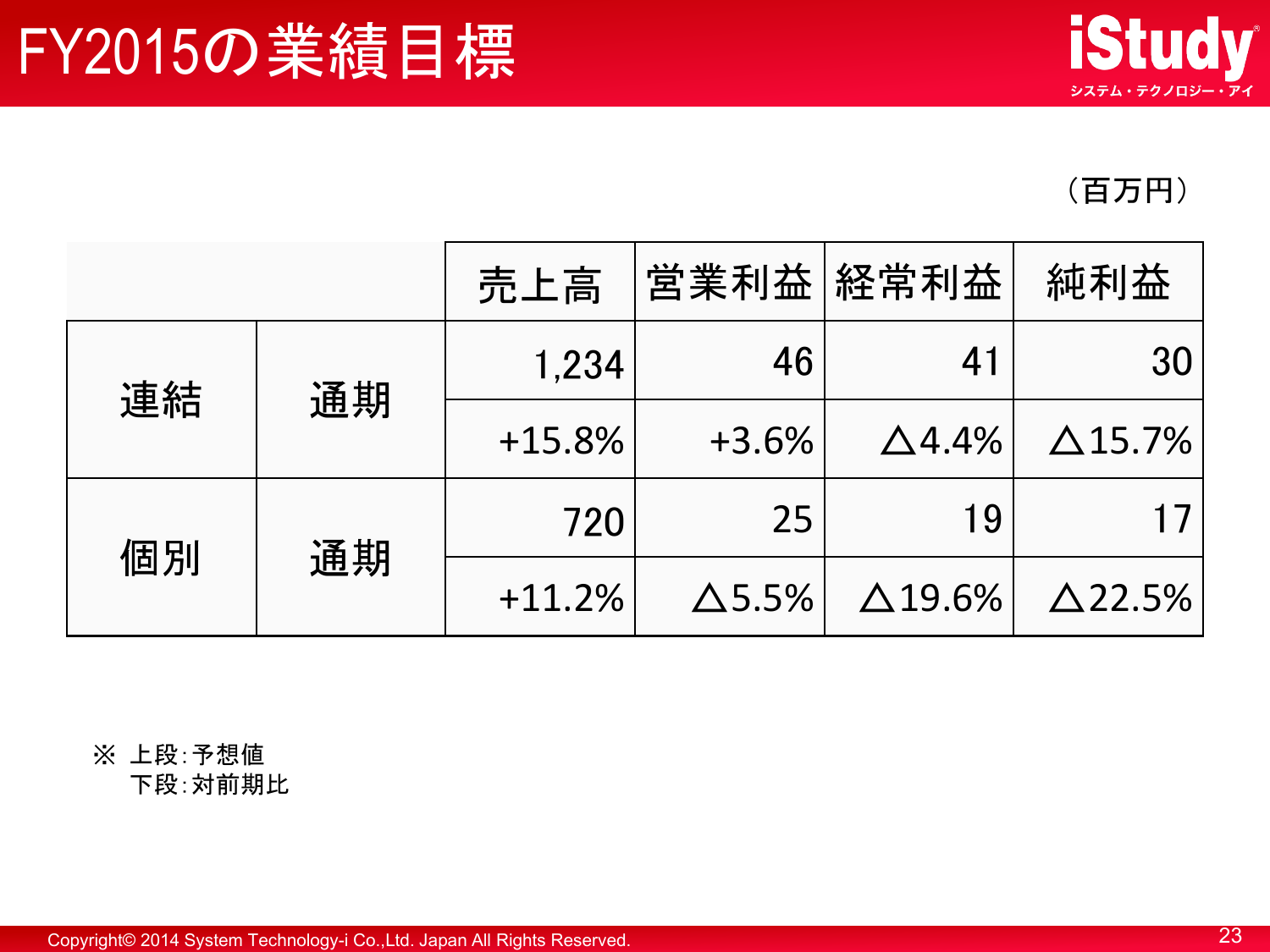# FY2015の業績目標

（百万円）

| | | 売上高 | 営業利益 | 経常利益 | 純利益 |
|---|---|---|---|---|---|
| 連結 | 通期 | 1,234 | 46 | 41 | 30 |
| | | +15.8% | +3.6% | △4.4% | △15.7% |
| 個別 | 通期 | 720 | 25 | 19 | 17 |
| | | +11.2% | △5.5% | △19.6% | △22.5% |

※ 上段：予想値
　 下段：対前期比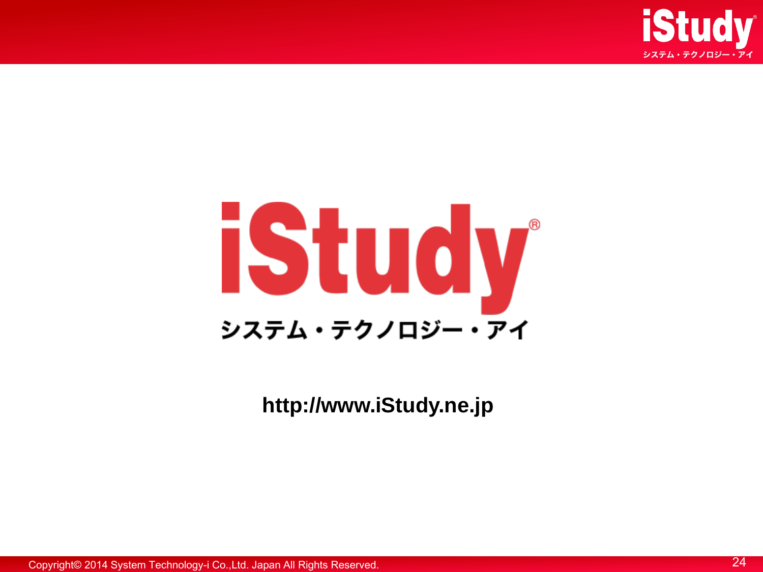iStudy®

システム・テクノロジー・アイ

**http://www.iStudy.ne.jp**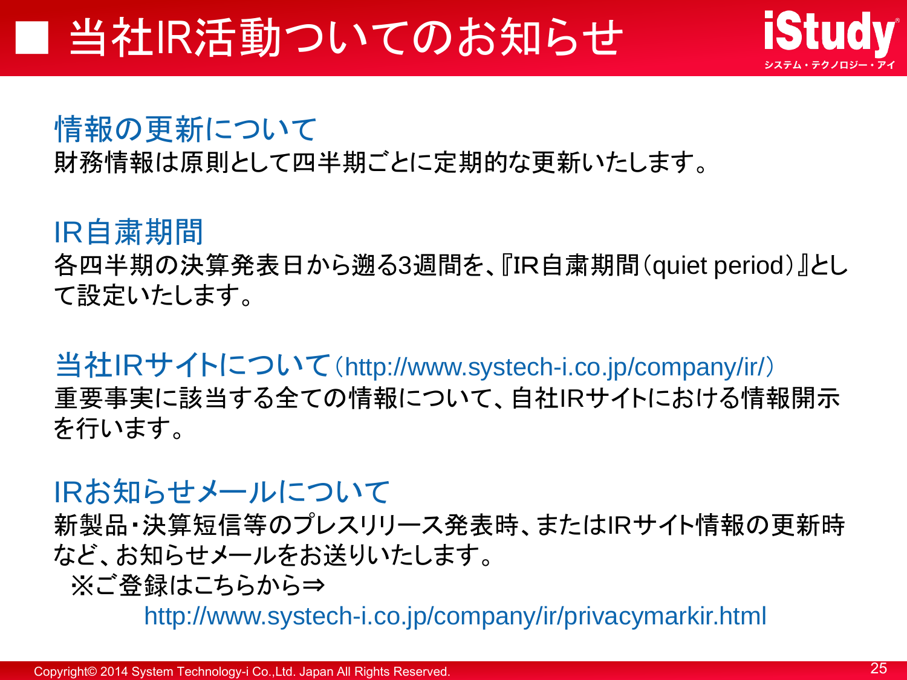# ■ 当社IR活動ついてのお知らせ

## 情報の更新について

財務情報は原則として四半期ごとに定期的な更新いたします。

## IR自粛期間

各四半期の決算発表日から遡る3週間を、『IR自粛期間（quiet period）』として設定いたします。

## 当社IRサイトについて（http://www.systech-i.co.jp/company/ir/）

重要事実に該当する全ての情報について、自社IRサイトにおける情報開示を行います。

## IRお知らせメールについて

新製品・決算短信等のプレスリリース発表時、またはIRサイト情報の更新時など、お知らせメールをお送りいたします。

※ご登録はこちらから⇒

http://www.systech-i.co.jp/company/ir/privacymarkir.html